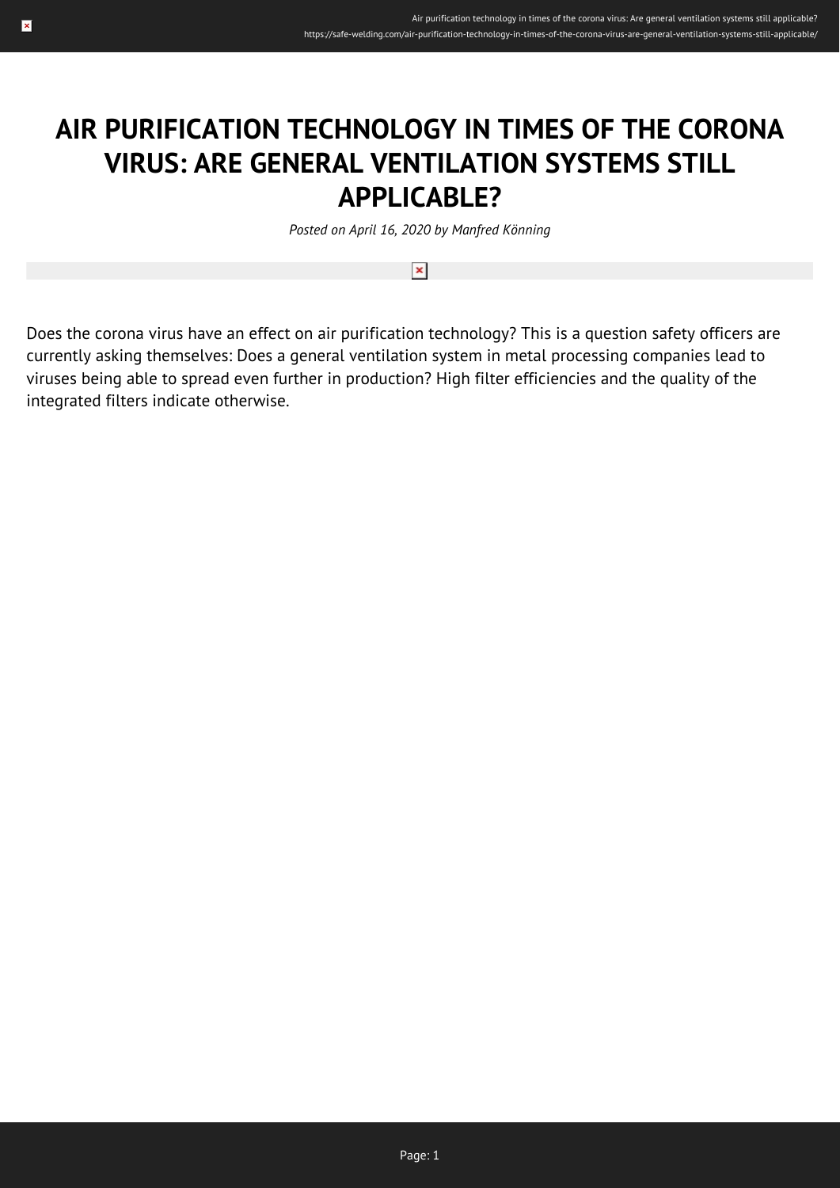# AIR PURIFICATION TECHNOLOGY IN TIMES OF THE CORONA VIRUS: ARE GENERAL VENTILATION SYSTEMS STILL APPLICABLE?

*Posted on April 16, 2020 by Manfred Könning*

Does the corona virus have an effect on air purification technology? This is a question safety officers are currently asking themselves: Does a general ventilation system in metal processing companies lead to viruses being able to spread even further in production? High filter efficiencies and the quality of the integrated filters indicate otherwise.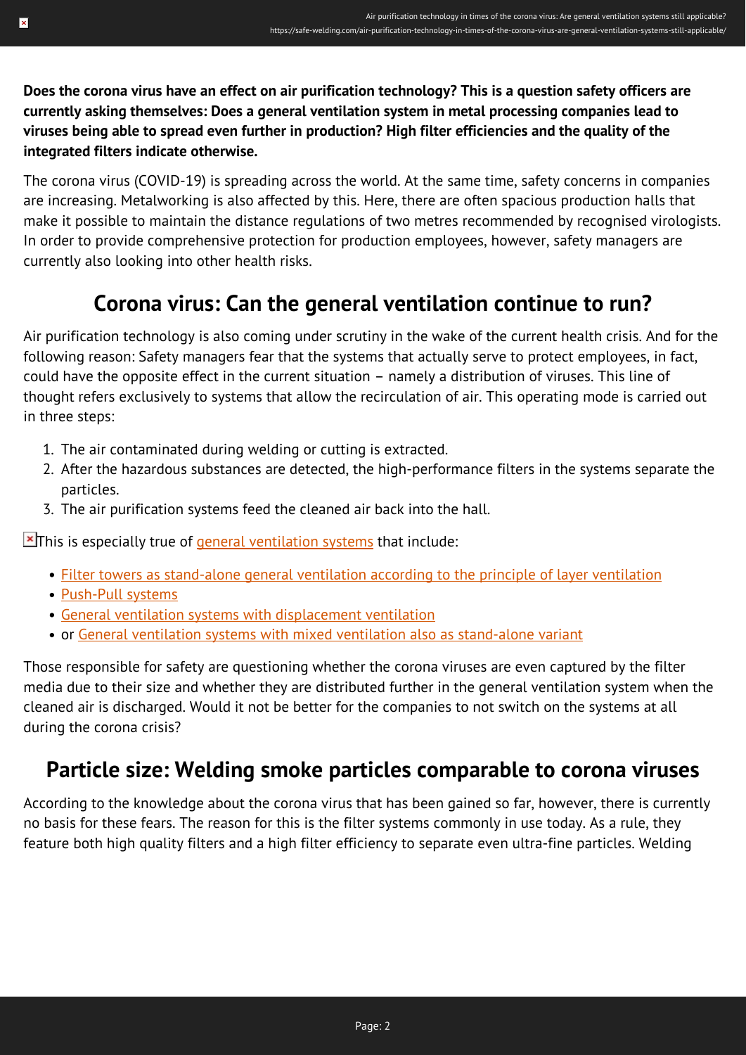**Does the corona virus have an effect on air purification technology? This is a question safety officers are currently asking themselves: Does a general ventilation system in metal processing companies lead to viruses being able to spread even further in production? High filter efficiencies and the quality of the integrated filters indicate otherwise.**

The corona virus (COVID-19) is spreading across the world. At the same time, safety concerns in companies are increasing. Metalworking is also affected by this. Here, there are often spacious production halls that make it possible to maintain the distance regulations of two metres recommended by recognised virologists. In order to provide comprehensive protection for production employees, however, safety managers are currently also looking into other health risks.

## Corona virus: Can the general ventilation continue to run?

Air purification technology is also coming under scrutiny in the wake of the current health crisis. And for the following reason: Safety managers fear that the systems that actually serve to protect employees, in fact, could have the opposite effect in the current situation – namely a distribution of viruses. This line of thought refers exclusively to systems that allow the recirculation of air. This operating mode is carried out in three steps:

1. The air contaminated during welding or cutting is extracted.
2. After the hazardous substances are detected, the high-performance filters in the systems separate the particles.
3. The air purification systems feed the cleaned air back into the hall.

This is especially true of general ventilation systems that include:

- Filter towers as stand-alone general ventilation according to the principle of layer ventilation
- Push-Pull systems
- General ventilation systems with displacement ventilation
- or General ventilation systems with mixed ventilation also as stand-alone variant

Those responsible for safety are questioning whether the corona viruses are even captured by the filter media due to their size and whether they are distributed further in the general ventilation system when the cleaned air is discharged. Would it not be better for the companies to not switch on the systems at all during the corona crisis?

## Particle size: Welding smoke particles comparable to corona viruses

According to the knowledge about the corona virus that has been gained so far, however, there is currently no basis for these fears. The reason for this is the filter systems commonly in use today. As a rule, they feature both high quality filters and a high filter efficiency to separate even ultra-fine particles. Welding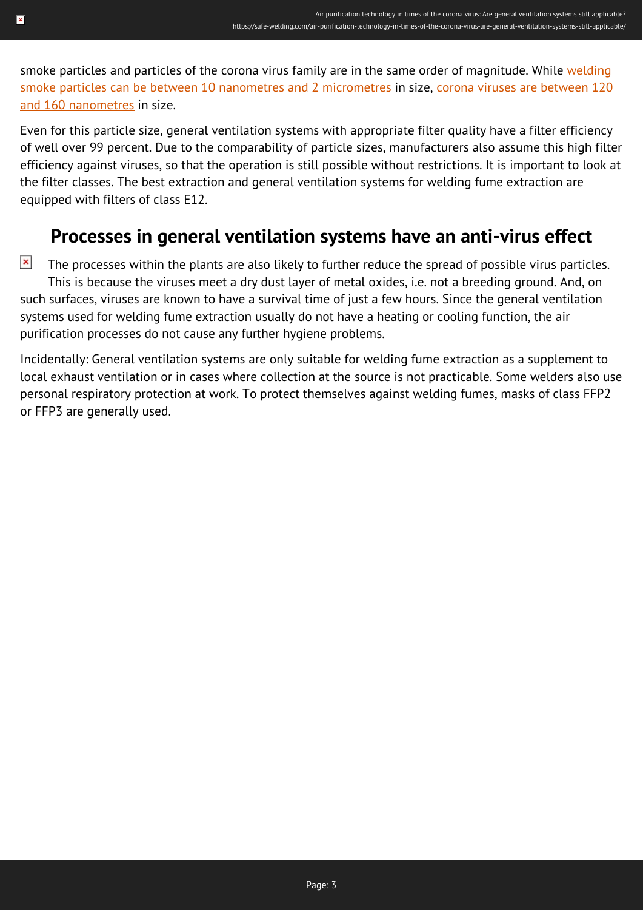smoke particles and particles of the corona virus family are in the same order of magnitude. While welding smoke particles can be between 10 nanometres and 2 micrometres in size, corona viruses are between 120 and 160 nanometres in size.

Even for this particle size, general ventilation systems with appropriate filter quality have a filter efficiency of well over 99 percent. Due to the comparability of particle sizes, manufacturers also assume this high filter efficiency against viruses, so that the operation is still possible without restrictions. It is important to look at the filter classes. The best extraction and general ventilation systems for welding fume extraction are equipped with filters of class E12.

## Processes in general ventilation systems have an anti-virus effect

The processes within the plants are also likely to further reduce the spread of possible virus particles. This is because the viruses meet a dry dust layer of metal oxides, i.e. not a breeding ground. And, on such surfaces, viruses are known to have a survival time of just a few hours. Since the general ventilation systems used for welding fume extraction usually do not have a heating or cooling function, the air purification processes do not cause any further hygiene problems.

Incidentally: General ventilation systems are only suitable for welding fume extraction as a supplement to local exhaust ventilation or in cases where collection at the source is not practicable. Some welders also use personal respiratory protection at work. To protect themselves against welding fumes, masks of class FFP2 or FFP3 are generally used.